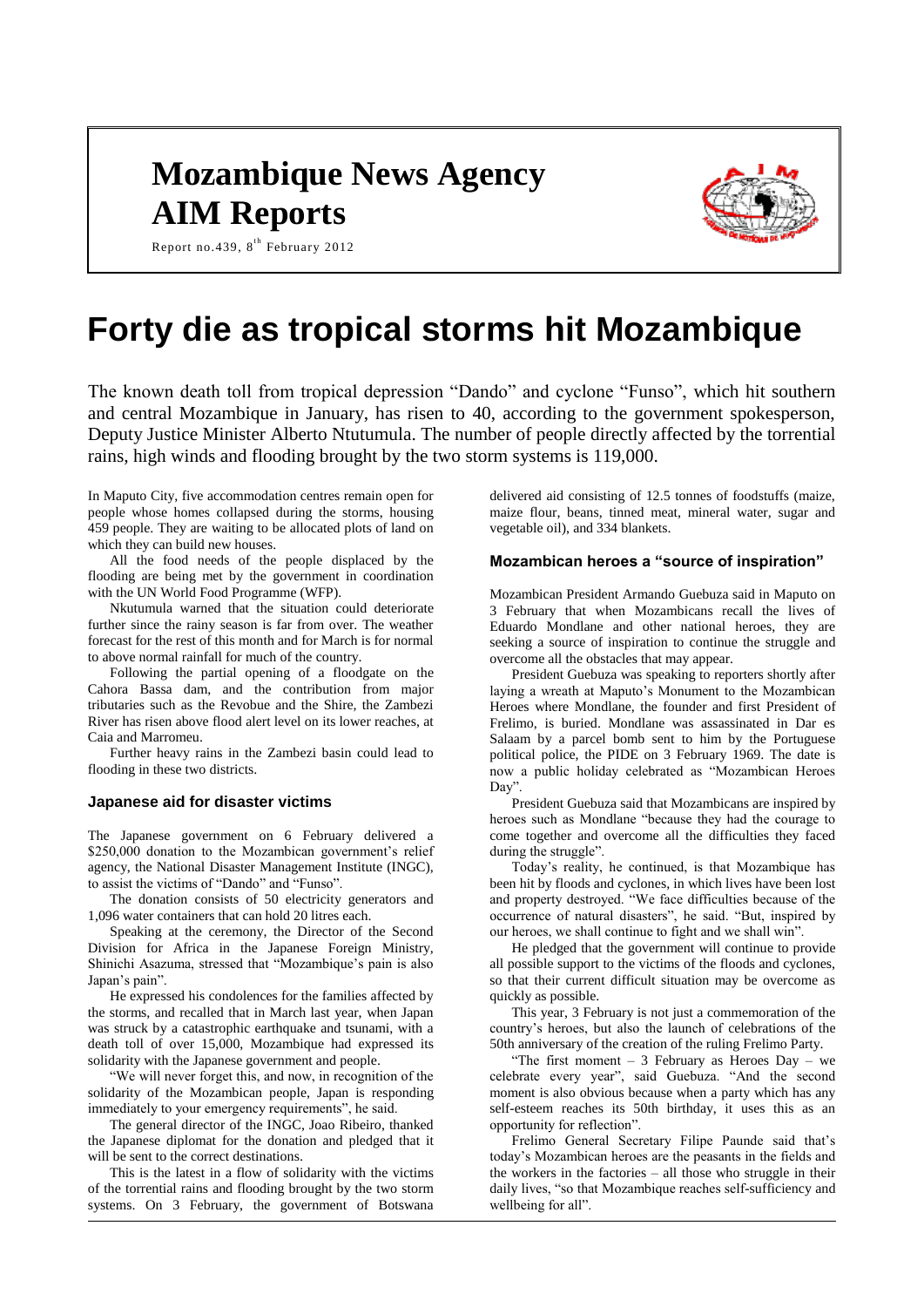# Mozambique News Agency
# AIM Reports

Report no.439, 8th February 2012

# Forty die as tropical storms hit Mozambique

The known death toll from tropical depression "Dando" and cyclone "Funso", which hit southern and central Mozambique in January, has risen to 40, according to the government spokesperson, Deputy Justice Minister Alberto Ntutumula. The number of people directly affected by the torrential rains, high winds and flooding brought by the two storm systems is 119,000.

In Maputo City, five accommodation centres remain open for people whose homes collapsed during the storms, housing 459 people. They are waiting to be allocated plots of land on which they can build new houses.

All the food needs of the people displaced by the flooding are being met by the government in coordination with the UN World Food Programme (WFP).

Nkutumula warned that the situation could deteriorate further since the rainy season is far from over. The weather forecast for the rest of this month and for March is for normal to above normal rainfall for much of the country.

Following the partial opening of a floodgate on the Cahora Bassa dam, and the contribution from major tributaries such as the Revobue and the Shire, the Zambezi River has risen above flood alert level on its lower reaches, at Caia and Marromeu.

Further heavy rains in the Zambezi basin could lead to flooding in these two districts.

### Japanese aid for disaster victims

The Japanese government on 6 February delivered a $250,000 donation to the Mozambican government's relief agency, the National Disaster Management Institute (INGC), to assist the victims of "Dando" and "Funso".

The donation consists of 50 electricity generators and 1,096 water containers that can hold 20 litres each.

Speaking at the ceremony, the Director of the Second Division for Africa in the Japanese Foreign Ministry, Shinichi Asazuma, stressed that "Mozambique's pain is also Japan's pain".

He expressed his condolences for the families affected by the storms, and recalled that in March last year, when Japan was struck by a catastrophic earthquake and tsunami, with a death toll of over 15,000, Mozambique had expressed its solidarity with the Japanese government and people.

"We will never forget this, and now, in recognition of the solidarity of the Mozambican people, Japan is responding immediately to your emergency requirements", he said.

The general director of the INGC, Joao Ribeiro, thanked the Japanese diplomat for the donation and pledged that it will be sent to the correct destinations.

This is the latest in a flow of solidarity with the victims of the torrential rains and flooding brought by the two storm systems. On 3 February, the government of Botswana delivered aid consisting of 12.5 tonnes of foodstuffs (maize, maize flour, beans, tinned meat, mineral water, sugar and vegetable oil), and 334 blankets.

### Mozambican heroes a "source of inspiration"

Mozambican President Armando Guebuza said in Maputo on 3 February that when Mozambicans recall the lives of Eduardo Mondlane and other national heroes, they are seeking a source of inspiration to continue the struggle and overcome all the obstacles that may appear.

President Guebuza was speaking to reporters shortly after laying a wreath at Maputo's Monument to the Mozambican Heroes where Mondlane, the founder and first President of Frelimo, is buried. Mondlane was assassinated in Dar es Salaam by a parcel bomb sent to him by the Portuguese political police, the PIDE on 3 February 1969. The date is now a public holiday celebrated as "Mozambican Heroes Day".

President Guebuza said that Mozambicans are inspired by heroes such as Mondlane "because they had the courage to come together and overcome all the difficulties they faced during the struggle".

Today's reality, he continued, is that Mozambique has been hit by floods and cyclones, in which lives have been lost and property destroyed. "We face difficulties because of the occurrence of natural disasters", he said. "But, inspired by our heroes, we shall continue to fight and we shall win".

He pledged that the government will continue to provide all possible support to the victims of the floods and cyclones, so that their current difficult situation may be overcome as quickly as possible.

This year, 3 February is not just a commemoration of the country's heroes, but also the launch of celebrations of the 50th anniversary of the creation of the ruling Frelimo Party.

"The first moment – 3 February as Heroes Day – we celebrate every year", said Guebuza. "And the second moment is also obvious because when a party which has any self-esteem reaches its 50th birthday, it uses this as an opportunity for reflection".

Frelimo General Secretary Filipe Paunde said that's today's Mozambican heroes are the peasants in the fields and the workers in the factories – all those who struggle in their daily lives, "so that Mozambique reaches self-sufficiency and wellbeing for all".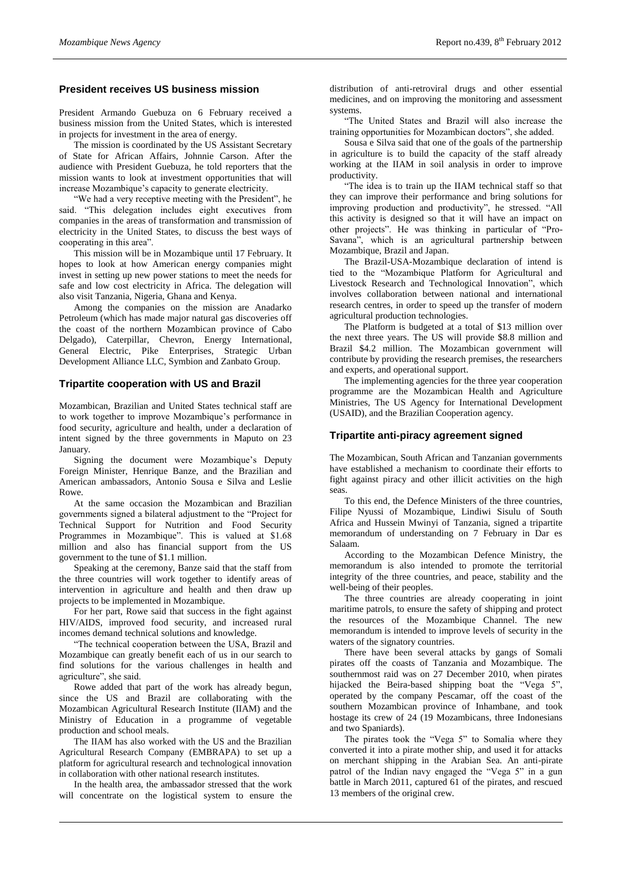## President receives US business mission

President Armando Guebuza on 6 February received a business mission from the United States, which is interested in projects for investment in the area of energy.

The mission is coordinated by the US Assistant Secretary of State for African Affairs, Johnnie Carson. After the audience with President Guebuza, he told reporters that the mission wants to look at investment opportunities that will increase Mozambique's capacity to generate electricity.

"We had a very receptive meeting with the President", he said. "This delegation includes eight executives from companies in the areas of transformation and transmission of electricity in the United States, to discuss the best ways of cooperating in this area".

This mission will be in Mozambique until 17 February. It hopes to look at how American energy companies might invest in setting up new power stations to meet the needs for safe and low cost electricity in Africa. The delegation will also visit Tanzania, Nigeria, Ghana and Kenya.

Among the companies on the mission are Anadarko Petroleum (which has made major natural gas discoveries off the coast of the northern Mozambican province of Cabo Delgado), Caterpillar, Chevron, Energy International, General Electric, Pike Enterprises, Strategic Urban Development Alliance LLC, Symbion and Zanbato Group.

## Tripartite cooperation with US and Brazil

Mozambican, Brazilian and United States technical staff are to work together to improve Mozambique's performance in food security, agriculture and health, under a declaration of intent signed by the three governments in Maputo on 23 January.

Signing the document were Mozambique's Deputy Foreign Minister, Henrique Banze, and the Brazilian and American ambassadors, Antonio Sousa e Silva and Leslie Rowe.

At the same occasion the Mozambican and Brazilian governments signed a bilateral adjustment to the "Project for Technical Support for Nutrition and Food Security Programmes in Mozambique". This is valued at $1.68 million and also has financial support from the US government to the tune of $1.1 million.

Speaking at the ceremony, Banze said that the staff from the three countries will work together to identify areas of intervention in agriculture and health and then draw up projects to be implemented in Mozambique.

For her part, Rowe said that success in the fight against HIV/AIDS, improved food security, and increased rural incomes demand technical solutions and knowledge.

"The technical cooperation between the USA, Brazil and Mozambique can greatly benefit each of us in our search to find solutions for the various challenges in health and agriculture", she said.

Rowe added that part of the work has already begun, since the US and Brazil are collaborating with the Mozambican Agricultural Research Institute (IIAM) and the Ministry of Education in a programme of vegetable production and school meals.

The IIAM has also worked with the US and the Brazilian Agricultural Research Company (EMBRAPA) to set up a platform for agricultural research and technological innovation in collaboration with other national research institutes.

In the health area, the ambassador stressed that the work will concentrate on the logistical system to ensure the distribution of anti-retroviral drugs and other essential medicines, and on improving the monitoring and assessment systems.

"The United States and Brazil will also increase the training opportunities for Mozambican doctors", she added.

Sousa e Silva said that one of the goals of the partnership in agriculture is to build the capacity of the staff already working at the IIAM in soil analysis in order to improve productivity.

"The idea is to train up the IIAM technical staff so that they can improve their performance and bring solutions for improving production and productivity", he stressed. "All this activity is designed so that it will have an impact on other projects". He was thinking in particular of "Pro-Savana", which is an agricultural partnership between Mozambique, Brazil and Japan.

The Brazil-USA-Mozambique declaration of intend is tied to the "Mozambique Platform for Agricultural and Livestock Research and Technological Innovation", which involves collaboration between national and international research centres, in order to speed up the transfer of modern agricultural production technologies.

The Platform is budgeted at a total of $13 million over the next three years. The US will provide $8.8 million and Brazil $4.2 million. The Mozambican government will contribute by providing the research premises, the researchers and experts, and operational support.

The implementing agencies for the three year cooperation programme are the Mozambican Health and Agriculture Ministries, The US Agency for International Development (USAID), and the Brazilian Cooperation agency.

## Tripartite anti-piracy agreement signed

The Mozambican, South African and Tanzanian governments have established a mechanism to coordinate their efforts to fight against piracy and other illicit activities on the high seas.

To this end, the Defence Ministers of the three countries, Filipe Nyussi of Mozambique, Lindiwi Sisulu of South Africa and Hussein Mwinyi of Tanzania, signed a tripartite memorandum of understanding on 7 February in Dar es Salaam.

According to the Mozambican Defence Ministry, the memorandum is also intended to promote the territorial integrity of the three countries, and peace, stability and the well-being of their peoples.

The three countries are already cooperating in joint maritime patrols, to ensure the safety of shipping and protect the resources of the Mozambique Channel. The new memorandum is intended to improve levels of security in the waters of the signatory countries.

There have been several attacks by gangs of Somali pirates off the coasts of Tanzania and Mozambique. The southernmost raid was on 27 December 2010, when pirates hijacked the Beira-based shipping boat the "Vega 5", operated by the company Pescamar, off the coast of the southern Mozambican province of Inhambane, and took hostage its crew of 24 (19 Mozambicans, three Indonesians and two Spaniards).

The pirates took the "Vega 5" to Somalia where they converted it into a pirate mother ship, and used it for attacks on merchant shipping in the Arabian Sea. An anti-pirate patrol of the Indian navy engaged the "Vega 5" in a gun battle in March 2011, captured 61 of the pirates, and rescued 13 members of the original crew.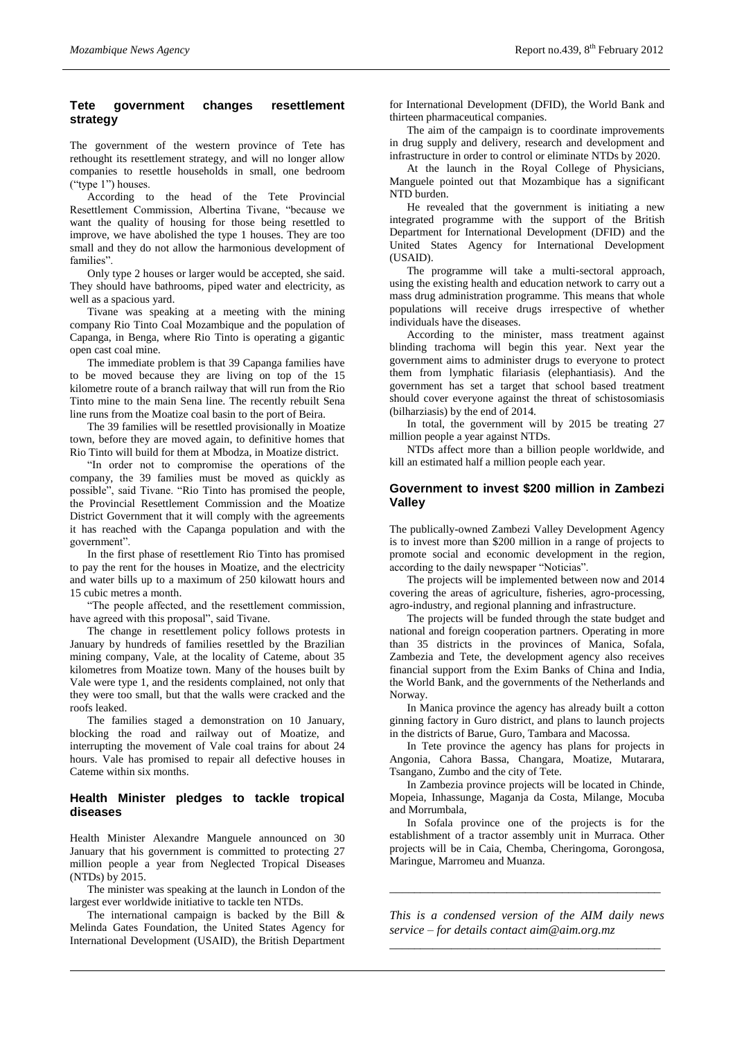## Tete government changes resettlement strategy

The government of the western province of Tete has rethought its resettlement strategy, and will no longer allow companies to resettle households in small, one bedroom ("type 1") houses.

According to the head of the Tete Provincial Resettlement Commission, Albertina Tivane, "because we want the quality of housing for those being resettled to improve, we have abolished the type 1 houses. They are too small and they do not allow the harmonious development of families".

Only type 2 houses or larger would be accepted, she said. They should have bathrooms, piped water and electricity, as well as a spacious yard.

Tivane was speaking at a meeting with the mining company Rio Tinto Coal Mozambique and the population of Capanga, in Benga, where Rio Tinto is operating a gigantic open cast coal mine.

The immediate problem is that 39 Capanga families have to be moved because they are living on top of the 15 kilometre route of a branch railway that will run from the Rio Tinto mine to the main Sena line. The recently rebuilt Sena line runs from the Moatize coal basin to the port of Beira.

The 39 families will be resettled provisionally in Moatize town, before they are moved again, to definitive homes that Rio Tinto will build for them at Mbodza, in Moatize district.

"In order not to compromise the operations of the company, the 39 families must be moved as quickly as possible", said Tivane. "Rio Tinto has promised the people, the Provincial Resettlement Commission and the Moatize District Government that it will comply with the agreements it has reached with the Capanga population and with the government".

In the first phase of resettlement Rio Tinto has promised to pay the rent for the houses in Moatize, and the electricity and water bills up to a maximum of 250 kilowatt hours and 15 cubic metres a month.

"The people affected, and the resettlement commission, have agreed with this proposal", said Tivane.

The change in resettlement policy follows protests in January by hundreds of families resettled by the Brazilian mining company, Vale, at the locality of Cateme, about 35 kilometres from Moatize town. Many of the houses built by Vale were type 1, and the residents complained, not only that they were too small, but that the walls were cracked and the roofs leaked.

The families staged a demonstration on 10 January, blocking the road and railway out of Moatize, and interrupting the movement of Vale coal trains for about 24 hours. Vale has promised to repair all defective houses in Cateme within six months.

## Health Minister pledges to tackle tropical diseases

Health Minister Alexandre Manguele announced on 30 January that his government is committed to protecting 27 million people a year from Neglected Tropical Diseases (NTDs) by 2015.

The minister was speaking at the launch in London of the largest ever worldwide initiative to tackle ten NTDs.

The international campaign is backed by the Bill & Melinda Gates Foundation, the United States Agency for International Development (USAID), the British Department for International Development (DFID), the World Bank and thirteen pharmaceutical companies.

The aim of the campaign is to coordinate improvements in drug supply and delivery, research and development and infrastructure in order to control or eliminate NTDs by 2020.

At the launch in the Royal College of Physicians, Manguele pointed out that Mozambique has a significant NTD burden.

He revealed that the government is initiating a new integrated programme with the support of the British Department for International Development (DFID) and the United States Agency for International Development (USAID).

The programme will take a multi-sectoral approach, using the existing health and education network to carry out a mass drug administration programme. This means that whole populations will receive drugs irrespective of whether individuals have the diseases.

According to the minister, mass treatment against blinding trachoma will begin this year. Next year the government aims to administer drugs to everyone to protect them from lymphatic filariasis (elephantiasis). And the government has set a target that school based treatment should cover everyone against the threat of schistosomiasis (bilharziasis) by the end of 2014.

In total, the government will by 2015 be treating 27 million people a year against NTDs.

NTDs affect more than a billion people worldwide, and kill an estimated half a million people each year.

## Government to invest $200 million in Zambezi Valley

The publically-owned Zambezi Valley Development Agency is to invest more than $200 million in a range of projects to promote social and economic development in the region, according to the daily newspaper "Noticias".

The projects will be implemented between now and 2014 covering the areas of agriculture, fisheries, agro-processing, agro-industry, and regional planning and infrastructure.

The projects will be funded through the state budget and national and foreign cooperation partners. Operating in more than 35 districts in the provinces of Manica, Sofala, Zambezia and Tete, the development agency also receives financial support from the Exim Banks of China and India, the World Bank, and the governments of the Netherlands and Norway.

In Manica province the agency has already built a cotton ginning factory in Guro district, and plans to launch projects in the districts of Barue, Guro, Tambara and Macossa.

In Tete province the agency has plans for projects in Angonia, Cahora Bassa, Changara, Moatize, Mutarara, Tsangano, Zumbo and the city of Tete.

In Zambezia province projects will be located in Chinde, Mopeia, Inhassunge, Maganja da Costa, Milange, Mocuba and Morrumbala,

In Sofala province one of the projects is for the establishment of a tractor assembly unit in Murraca. Other projects will be in Caia, Chemba, Cheringoma, Gorongosa, Maringue, Marromeu and Muanza.

---

*This is a condensed version of the AIM daily news service – for details contact aim@aim.org.mz*

---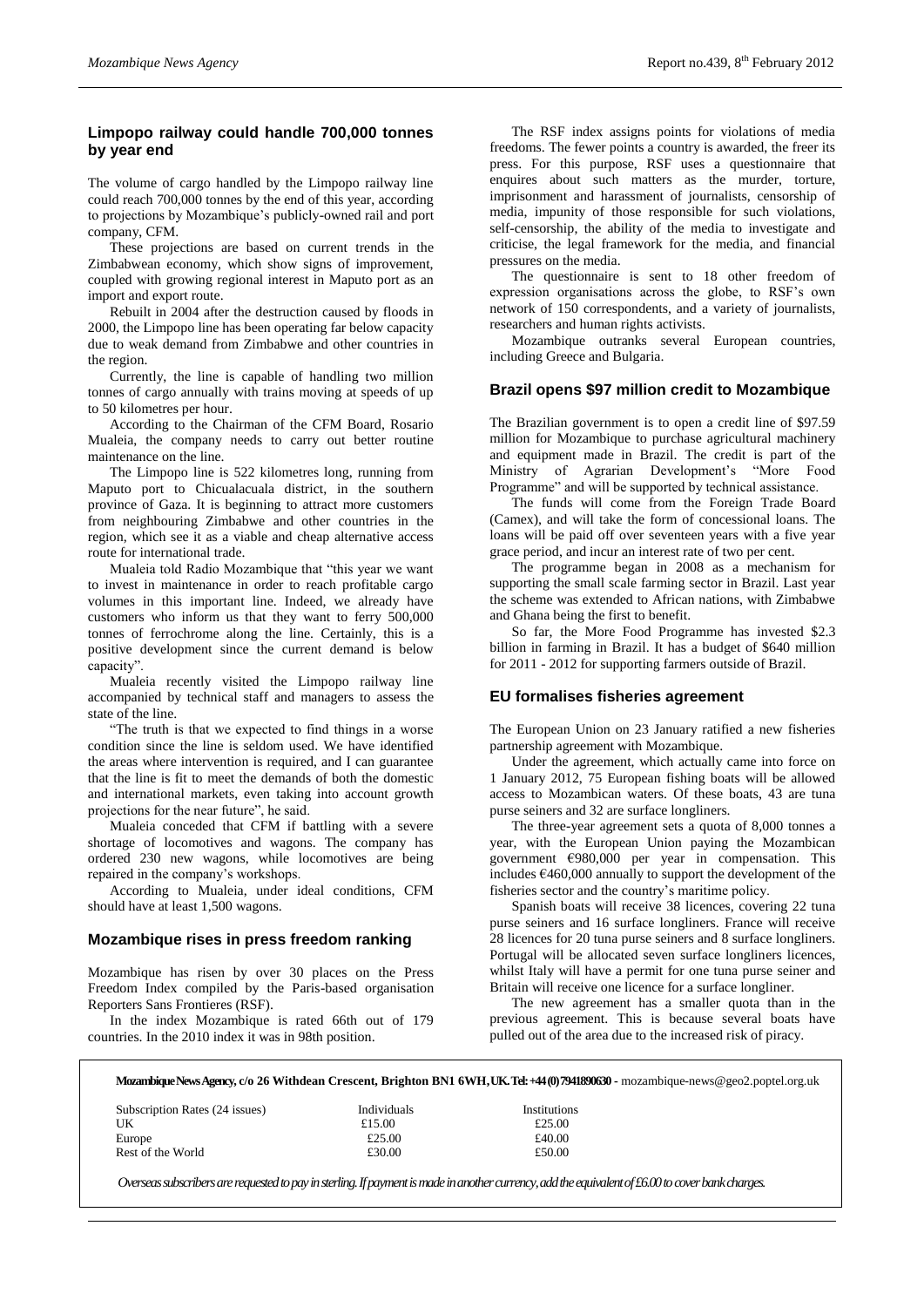## Limpopo railway could handle 700,000 tonnes by year end

The volume of cargo handled by the Limpopo railway line could reach 700,000 tonnes by the end of this year, according to projections by Mozambique's publicly-owned rail and port company, CFM.

These projections are based on current trends in the Zimbabwean economy, which show signs of improvement, coupled with growing regional interest in Maputo port as an import and export route.

Rebuilt in 2004 after the destruction caused by floods in 2000, the Limpopo line has been operating far below capacity due to weak demand from Zimbabwe and other countries in the region.

Currently, the line is capable of handling two million tonnes of cargo annually with trains moving at speeds of up to 50 kilometres per hour.

According to the Chairman of the CFM Board, Rosario Mualeia, the company needs to carry out better routine maintenance on the line.

The Limpopo line is 522 kilometres long, running from Maputo port to Chicualacuala district, in the southern province of Gaza. It is beginning to attract more customers from neighbouring Zimbabwe and other countries in the region, which see it as a viable and cheap alternative access route for international trade.

Mualeia told Radio Mozambique that "this year we want to invest in maintenance in order to reach profitable cargo volumes in this important line. Indeed, we already have customers who inform us that they want to ferry 500,000 tonnes of ferrochrome along the line. Certainly, this is a positive development since the current demand is below capacity".

Mualeia recently visited the Limpopo railway line accompanied by technical staff and managers to assess the state of the line.

"The truth is that we expected to find things in a worse condition since the line is seldom used. We have identified the areas where intervention is required, and I can guarantee that the line is fit to meet the demands of both the domestic and international markets, even taking into account growth projections for the near future", he said.

Mualeia conceded that CFM if battling with a severe shortage of locomotives and wagons. The company has ordered 230 new wagons, while locomotives are being repaired in the company's workshops.

According to Mualeia, under ideal conditions, CFM should have at least 1,500 wagons.

## Mozambique rises in press freedom ranking

Mozambique has risen by over 30 places on the Press Freedom Index compiled by the Paris-based organisation Reporters Sans Frontieres (RSF).

In the index Mozambique is rated 66th out of 179 countries. In the 2010 index it was in 98th position.

The RSF index assigns points for violations of media freedoms. The fewer points a country is awarded, the freer its press. For this purpose, RSF uses a questionnaire that enquires about such matters as the murder, torture, imprisonment and harassment of journalists, censorship of media, impunity of those responsible for such violations, self-censorship, the ability of the media to investigate and criticise, the legal framework for the media, and financial pressures on the media.

The questionnaire is sent to 18 other freedom of expression organisations across the globe, to RSF's own network of 150 correspondents, and a variety of journalists, researchers and human rights activists.

Mozambique outranks several European countries, including Greece and Bulgaria.

## Brazil opens $97 million credit to Mozambique

The Brazilian government is to open a credit line of $97.59 million for Mozambique to purchase agricultural machinery and equipment made in Brazil. The credit is part of the Ministry of Agrarian Development's "More Food Programme" and will be supported by technical assistance.

The funds will come from the Foreign Trade Board (Camex), and will take the form of concessional loans. The loans will be paid off over seventeen years with a five year grace period, and incur an interest rate of two per cent.

The programme began in 2008 as a mechanism for supporting the small scale farming sector in Brazil. Last year the scheme was extended to African nations, with Zimbabwe and Ghana being the first to benefit.

So far, the More Food Programme has invested $2.3 billion in farming in Brazil. It has a budget of $640 million for 2011 - 2012 for supporting farmers outside of Brazil.

## EU formalises fisheries agreement

The European Union on 23 January ratified a new fisheries partnership agreement with Mozambique.

Under the agreement, which actually came into force on 1 January 2012, 75 European fishing boats will be allowed access to Mozambican waters. Of these boats, 43 are tuna purse seiners and 32 are surface longliners.

The three-year agreement sets a quota of 8,000 tonnes a year, with the European Union paying the Mozambican government €980,000 per year in compensation. This includes €460,000 annually to support the development of the fisheries sector and the country's maritime policy.

Spanish boats will receive 38 licences, covering 22 tuna purse seiners and 16 surface longliners. France will receive 28 licences for 20 tuna purse seiners and 8 surface longliners. Portugal will be allocated seven surface longliners licences, whilst Italy will have a permit for one tuna purse seiner and Britain will receive one licence for a surface longliner.

The new agreement has a smaller quota than in the previous agreement. This is because several boats have pulled out of the area due to the increased risk of piracy.

---

**Mozambique News Agency, c/o 26 Withdean Crescent, Brighton BN1 6WH, UK. Tel: +44 (0) 7941890630** - mozambique-news@geo2.poptel.org.uk

| Subscription Rates (24 issues) | Individuals | Institutions |
|---|---|---|
| UK | £15.00 | £25.00 |
| Europe | £25.00 | £40.00 |
| Rest of the World | £30.00 | £50.00 |

*Overseas subscribers are requested to pay in sterling. If payment is made in another currency, add the equivalent of £6.00 to cover bank charges.*